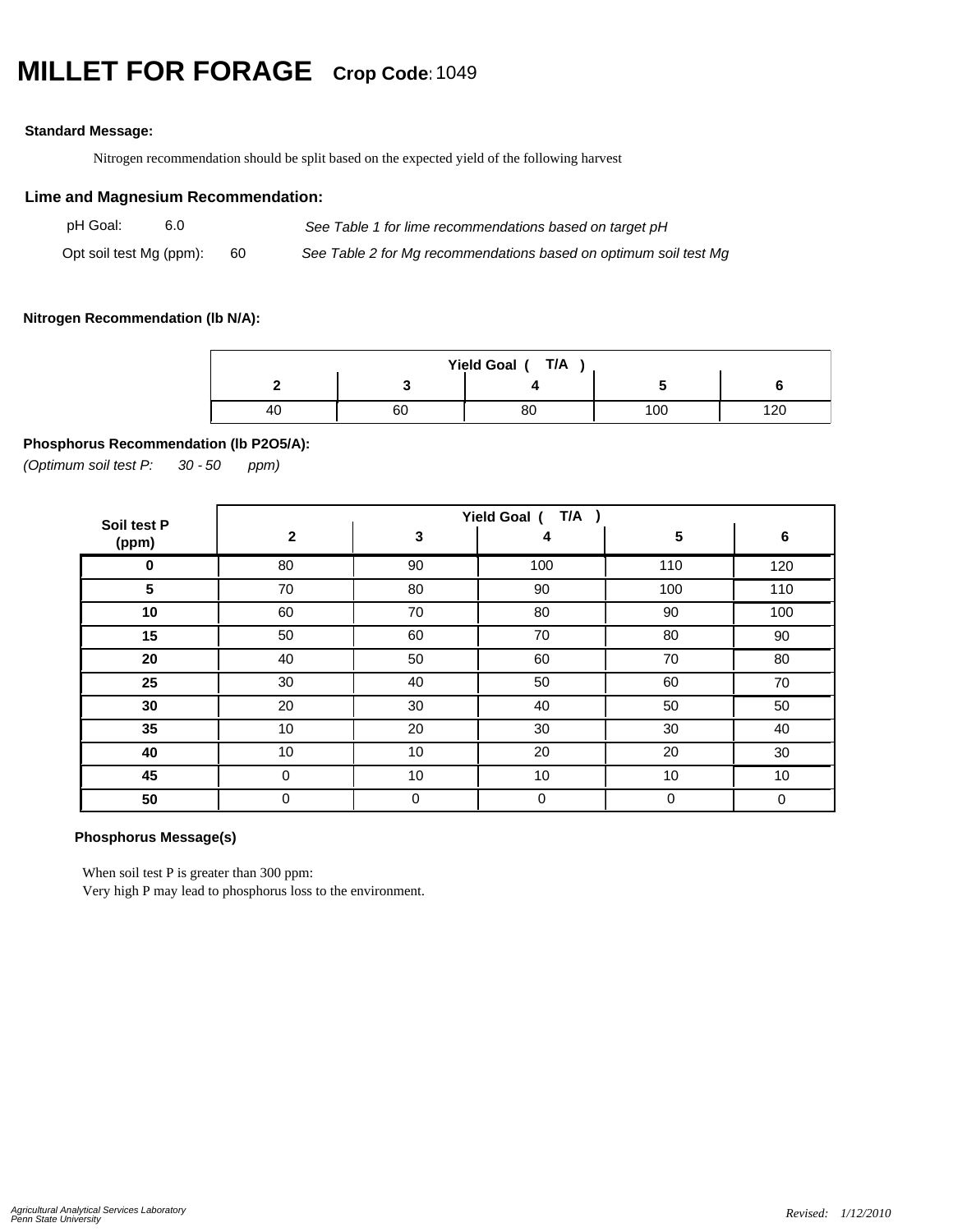# MILLET FOR FORAGE **Crop Code:** 1049

**Standard Message:**

Nitrogen recommendation should be split based on the expected yield of the following harvest

## Lime and Magnesium Recommendation:

pH Goal: 6.0 — *See Table 1 for lime recommendations based on target pH*

Opt soil test Mg (ppm): 60 — *See Table 2 for Mg recommendations based on optimum soil test Mg*

**Nitrogen Recommendation (lb N/A):**

| Yield Goal ( T/A ) | | | | |
|---|---|---|---|---|
| **2** | **3** | **4** | **5** | **6** |
| 40 | 60 | 80 | 100 | 120 |

**Phosphorus Recommendation (lb P2O5/A):**

*(Optimum soil test P: 30 - 50 ppm)*

| Soil test P (ppm) | Yield Goal ( T/A ) | | | | |
|---|---|---|---|---|---|
| | **2** | **3** | **4** | **5** | **6** |
| **0** | 80 | 90 | 100 | 110 | 120 |
| **5** | 70 | 80 | 90 | 100 | 110 |
| **10** | 60 | 70 | 80 | 90 | 100 |
| **15** | 50 | 60 | 70 | 80 | 90 |
| **20** | 40 | 50 | 60 | 70 | 80 |
| **25** | 30 | 40 | 50 | 60 | 70 |
| **30** | 20 | 30 | 40 | 50 | 50 |
| **35** | 10 | 20 | 30 | 30 | 40 |
| **40** | 10 | 10 | 20 | 20 | 30 |
| **45** | 0 | 10 | 10 | 10 | 10 |
| **50** | 0 | 0 | 0 | 0 | 0 |

**Phosphorus Message(s)**

When soil test P is greater than 300 ppm:
Very high P may lead to phosphorus loss to the environment.

*Agricultural Analytical Services Laboratory*
*Penn State University*

*Revised: 1/12/2010*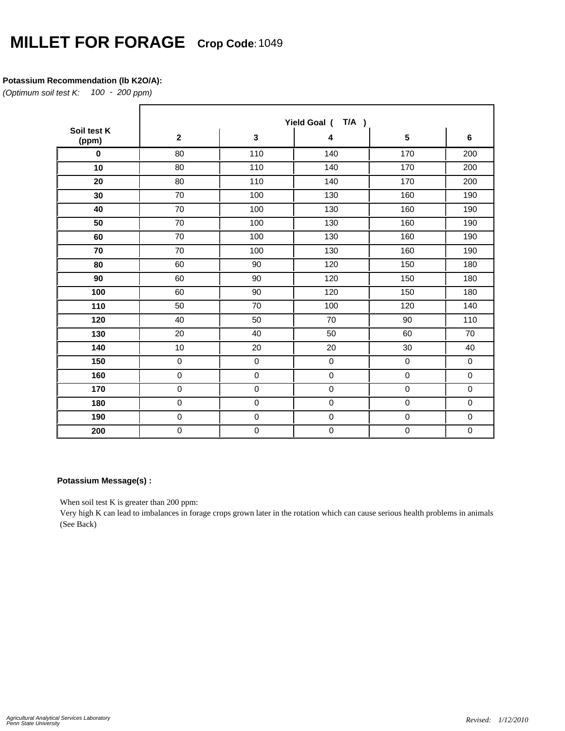# MILLET FOR FORAGE Crop Code: 1049

**Potassium Recommendation (lb $K_2O$/A):**

*(Optimum soil test K: 100 - 200 ppm)*

| Soil test K (ppm) | Yield Goal ( T/A ) | | | | |
|---|---|---|---|---|---|
| | 2 | 3 | 4 | 5 | 6 |
| 0 | 80 | 110 | 140 | 170 | 200 |
| 10 | 80 | 110 | 140 | 170 | 200 |
| 20 | 80 | 110 | 140 | 170 | 200 |
| 30 | 70 | 100 | 130 | 160 | 190 |
| 40 | 70 | 100 | 130 | 160 | 190 |
| 50 | 70 | 100 | 130 | 160 | 190 |
| 60 | 70 | 100 | 130 | 160 | 190 |
| 70 | 70 | 100 | 130 | 160 | 190 |
| 80 | 60 | 90 | 120 | 150 | 180 |
| 90 | 60 | 90 | 120 | 150 | 180 |
| 100 | 60 | 90 | 120 | 150 | 180 |
| 110 | 50 | 70 | 100 | 120 | 140 |
| 120 | 40 | 50 | 70 | 90 | 110 |
| 130 | 20 | 40 | 50 | 60 | 70 |
| 140 | 10 | 20 | 20 | 30 | 40 |
| 150 | 0 | 0 | 0 | 0 | 0 |
| 160 | 0 | 0 | 0 | 0 | 0 |
| 170 | 0 | 0 | 0 | 0 | 0 |
| 180 | 0 | 0 | 0 | 0 | 0 |
| 190 | 0 | 0 | 0 | 0 | 0 |
| 200 | 0 | 0 | 0 | 0 | 0 |

**Potassium Message(s) :**

When soil test K is greater than 200 ppm:
Very high K can lead to imbalances in forage crops grown later in the rotation which can cause serious health problems in animals (See Back)

*Agricultural Analytical Services Laboratory*
*Penn State University*

*Revised: 1/12/2010*